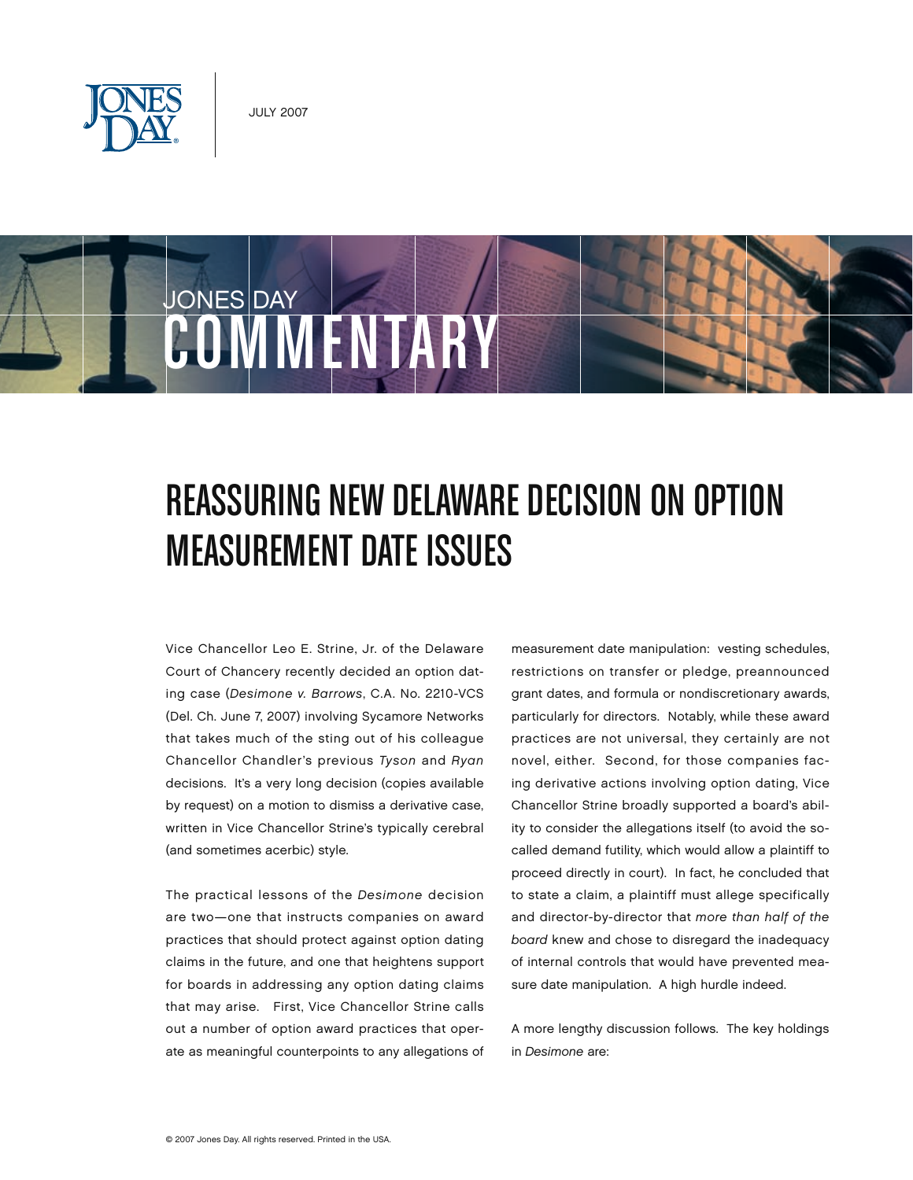JULY 2007

JONES DAY

COMMENTARY

# REASSURING NEW DELAWARE DECISION ON OPTION MEASUREMENT DATE ISSUES

Vice Chancellor Leo E. Strine, Jr. of the Delaware Court of Chancery recently decided an option dating case (*Desimone v. Barrows*, C.A. No. 2210-VCS (Del. Ch. June 7, 2007) involving Sycamore Networks that takes much of the sting out of his colleague Chancellor Chandler's previous *Tyson* and *Ryan* decisions. It's a very long decision (copies available by request) on a motion to dismiss a derivative case, written in Vice Chancellor Strine's typically cerebral (and sometimes acerbic) style.

The practical lessons of the *Desimone* decision are two—one that instructs companies on award practices that should protect against option dating claims in the future, and one that heightens support for boards in addressing any option dating claims that may arise. First, Vice Chancellor Strine calls out a number of option award practices that operate as meaningful counterpoints to any allegations of measurement date manipulation: vesting schedules, restrictions on transfer or pledge, preannounced grant dates, and formula or nondiscretionary awards, particularly for directors. Notably, while these award practices are not universal, they certainly are not novel, either. Second, for those companies facing derivative actions involving option dating, Vice Chancellor Strine broadly supported a board's ability to consider the allegations itself (to avoid the so-called demand futility, which would allow a plaintiff to proceed directly in court). In fact, he concluded that to state a claim, a plaintiff must allege specifically and director-by-director that *more than half of the board* knew and chose to disregard the inadequacy of internal controls that would have prevented measure date manipulation. A high hurdle indeed.

A more lengthy discussion follows. The key holdings in *Desimone* are:

© 2007 Jones Day. All rights reserved. Printed in the USA.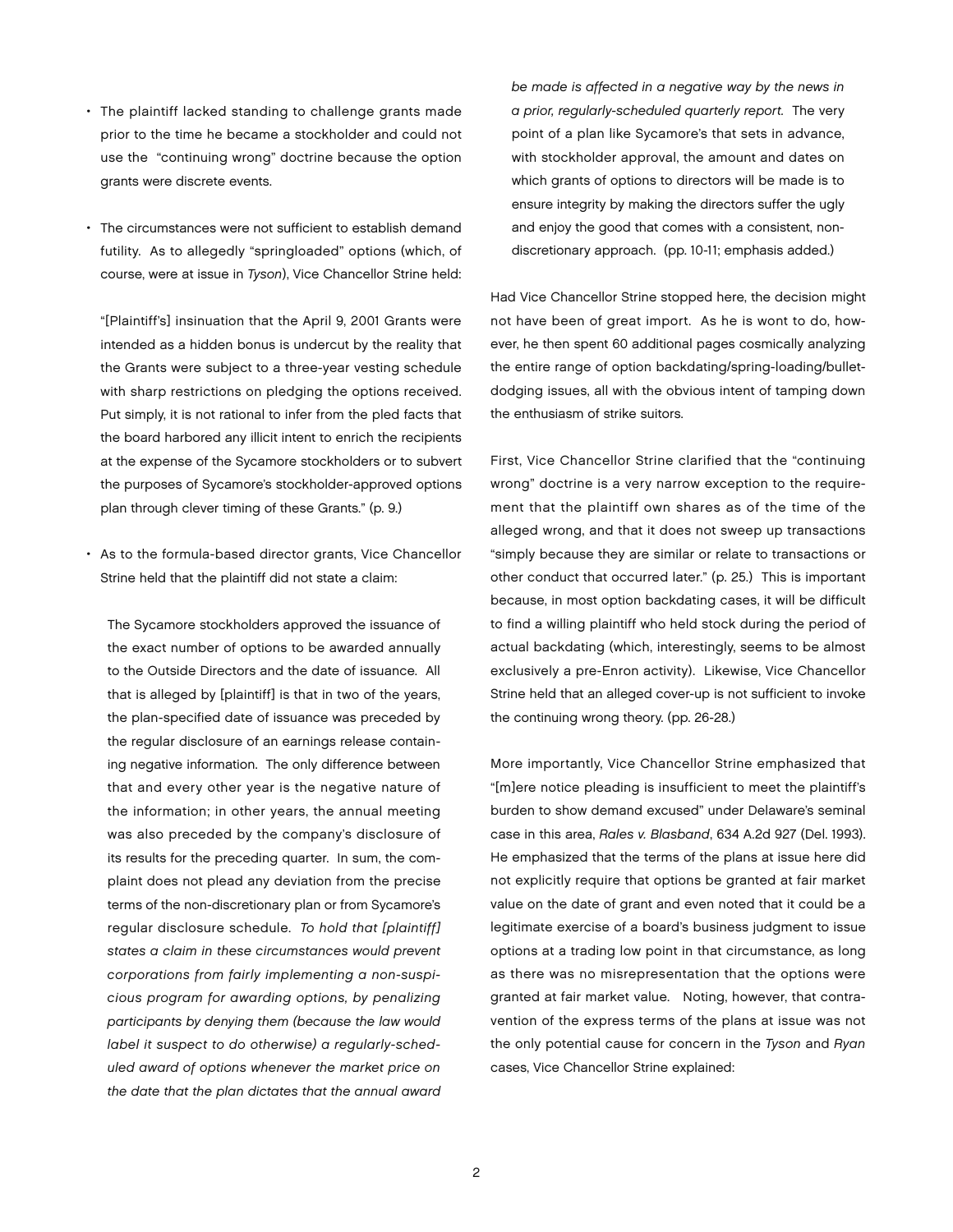- The plaintiff lacked standing to challenge grants made prior to the time he became a stockholder and could not use the "continuing wrong" doctrine because the option grants were discrete events.

- The circumstances were not sufficient to establish demand futility. As to allegedly "springloaded" options (which, of course, were at issue in *Tyson*), Vice Chancellor Strine held:

  "[Plaintiff's] insinuation that the April 9, 2001 Grants were intended as a hidden bonus is undercut by the reality that the Grants were subject to a three-year vesting schedule with sharp restrictions on pledging the options received. Put simply, it is not rational to infer from the pled facts that the board harbored any illicit intent to enrich the recipients at the expense of the Sycamore stockholders or to subvert the purposes of Sycamore's stockholder-approved options plan through clever timing of these Grants." (p. 9.)

- As to the formula-based director grants, Vice Chancellor Strine held that the plaintiff did not state a claim:

  > The Sycamore stockholders approved the issuance of the exact number of options to be awarded annually to the Outside Directors and the date of issuance. All that is alleged by [plaintiff] is that in two of the years, the plan-specified date of issuance was preceded by the regular disclosure of an earnings release containing negative information. The only difference between that and every other year is the negative nature of the information; in other years, the annual meeting was also preceded by the company's disclosure of its results for the preceding quarter. In sum, the complaint does not plead any deviation from the precise terms of the non-discretionary plan or from Sycamore's regular disclosure schedule. *To hold that [plaintiff] states a claim in these circumstances would prevent corporations from fairly implementing a non-suspicious program for awarding options, by penalizing participants by denying them (because the law would label it suspect to do otherwise) a regularly-scheduled award of options whenever the market price on the date that the plan dictates that the annual award be made is affected in a negative way by the news in a prior, regularly-scheduled quarterly report.* The very point of a plan like Sycamore's that sets in advance, with stockholder approval, the amount and dates on which grants of options to directors will be made is to ensure integrity by making the directors suffer the ugly and enjoy the good that comes with a consistent, non-discretionary approach. (pp. 10-11; emphasis added.)

Had Vice Chancellor Strine stopped here, the decision might not have been of great import. As he is wont to do, however, he then spent 60 additional pages cosmically analyzing the entire range of option backdating/spring-loading/bullet-dodging issues, all with the obvious intent of tamping down the enthusiasm of strike suitors.

First, Vice Chancellor Strine clarified that the "continuing wrong" doctrine is a very narrow exception to the requirement that the plaintiff own shares as of the time of the alleged wrong, and that it does not sweep up transactions "simply because they are similar or relate to transactions or other conduct that occurred later." (p. 25.) This is important because, in most option backdating cases, it will be difficult to find a willing plaintiff who held stock during the period of actual backdating (which, interestingly, seems to be almost exclusively a pre-Enron activity). Likewise, Vice Chancellor Strine held that an alleged cover-up is not sufficient to invoke the continuing wrong theory. (pp. 26-28.)

More importantly, Vice Chancellor Strine emphasized that "[m]ere notice pleading is insufficient to meet the plaintiff's burden to show demand excused" under Delaware's seminal case in this area, *Rales v. Blasband*, 634 A.2d 927 (Del. 1993). He emphasized that the terms of the plans at issue here did not explicitly require that options be granted at fair market value on the date of grant and even noted that it could be a legitimate exercise of a board's business judgment to issue options at a trading low point in that circumstance, as long as there was no misrepresentation that the options were granted at fair market value. Noting, however, that contravention of the express terms of the plans at issue was not the only potential cause for concern in the *Tyson* and *Ryan* cases, Vice Chancellor Strine explained: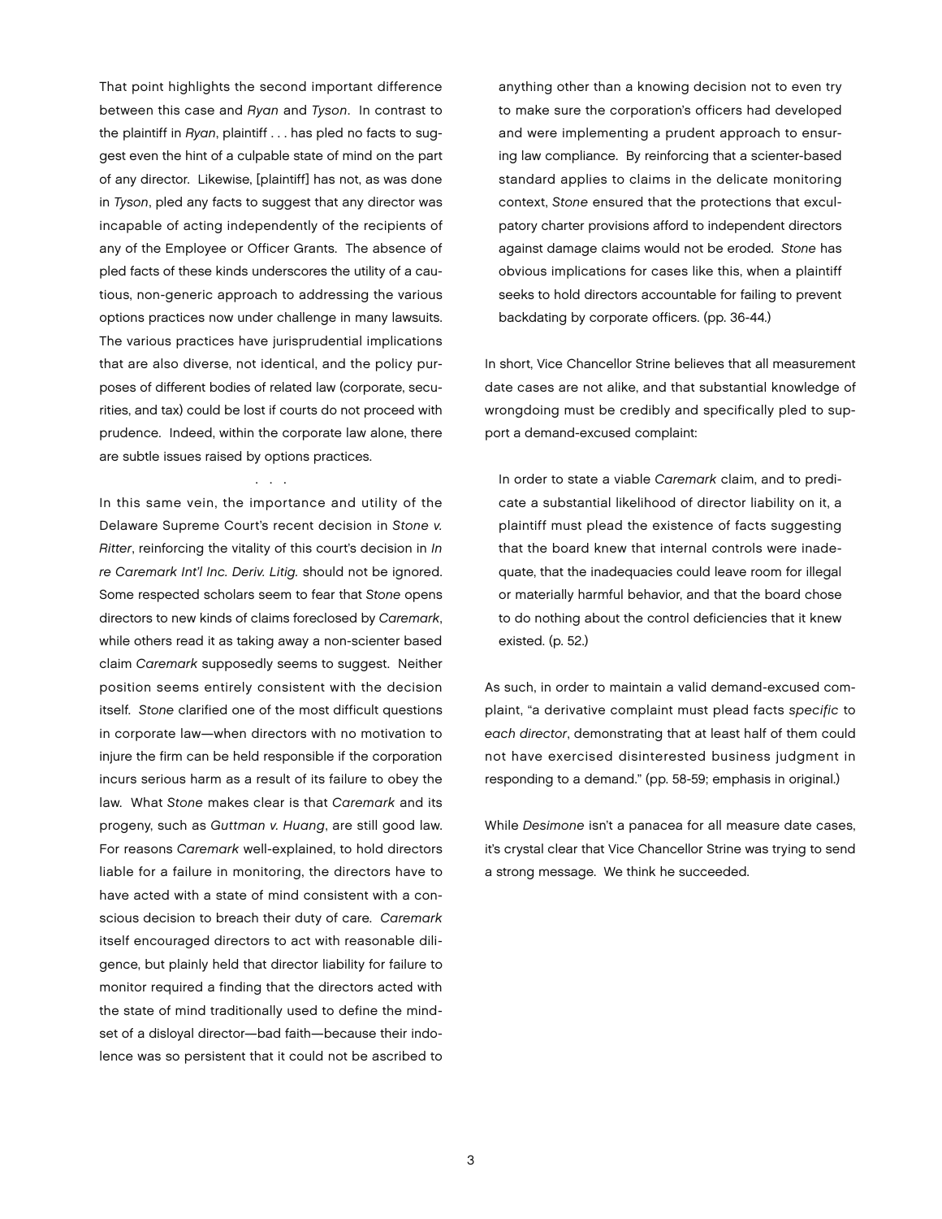That point highlights the second important difference between this case and *Ryan* and *Tyson*. In contrast to the plaintiff in *Ryan*, plaintiff . . . has pled no facts to suggest even the hint of a culpable state of mind on the part of any director. Likewise, [plaintiff] has not, as was done in *Tyson*, pled any facts to suggest that any director was incapable of acting independently of the recipients of any of the Employee or Officer Grants. The absence of pled facts of these kinds underscores the utility of a cautious, non-generic approach to addressing the various options practices now under challenge in many lawsuits. The various practices have jurisprudential implications that are also diverse, not identical, and the policy purposes of different bodies of related law (corporate, securities, and tax) could be lost if courts do not proceed with prudence. Indeed, within the corporate law alone, there are subtle issues raised by options practices.

. . .

In this same vein, the importance and utility of the Delaware Supreme Court's recent decision in *Stone v. Ritter*, reinforcing the vitality of this court's decision in *In re Caremark Int'l Inc. Deriv. Litig.* should not be ignored. Some respected scholars seem to fear that *Stone* opens directors to new kinds of claims foreclosed by *Caremark*, while others read it as taking away a non-scienter based claim *Caremark* supposedly seems to suggest. Neither position seems entirely consistent with the decision itself. *Stone* clarified one of the most difficult questions in corporate law—when directors with no motivation to injure the firm can be held responsible if the corporation incurs serious harm as a result of its failure to obey the law. What *Stone* makes clear is that *Caremark* and its progeny, such as *Guttman v. Huang*, are still good law. For reasons *Caremark* well-explained, to hold directors liable for a failure in monitoring, the directors have to have acted with a state of mind consistent with a conscious decision to breach their duty of care. *Caremark* itself encouraged directors to act with reasonable diligence, but plainly held that director liability for failure to monitor required a finding that the directors acted with the state of mind traditionally used to define the mindset of a disloyal director—bad faith—because their indolence was so persistent that it could not be ascribed to anything other than a knowing decision not to even try to make sure the corporation's officers had developed and were implementing a prudent approach to ensuring law compliance. By reinforcing that a scienter-based standard applies to claims in the delicate monitoring context, *Stone* ensured that the protections that exculpatory charter provisions afford to independent directors against damage claims would not be eroded. *Stone* has obvious implications for cases like this, when a plaintiff seeks to hold directors accountable for failing to prevent backdating by corporate officers. (pp. 36-44.)

In short, Vice Chancellor Strine believes that all measurement date cases are not alike, and that substantial knowledge of wrongdoing must be credibly and specifically pled to support a demand-excused complaint:

> In order to state a viable *Caremark* claim, and to predicate a substantial likelihood of director liability on it, a plaintiff must plead the existence of facts suggesting that the board knew that internal controls were inadequate, that the inadequacies could leave room for illegal or materially harmful behavior, and that the board chose to do nothing about the control deficiencies that it knew existed. (p. 52.)

As such, in order to maintain a valid demand-excused complaint, "a derivative complaint must plead facts *specific* to *each director*, demonstrating that at least half of them could not have exercised disinterested business judgment in responding to a demand." (pp. 58-59; emphasis in original.)

While *Desimone* isn't a panacea for all measure date cases, it's crystal clear that Vice Chancellor Strine was trying to send a strong message. We think he succeeded.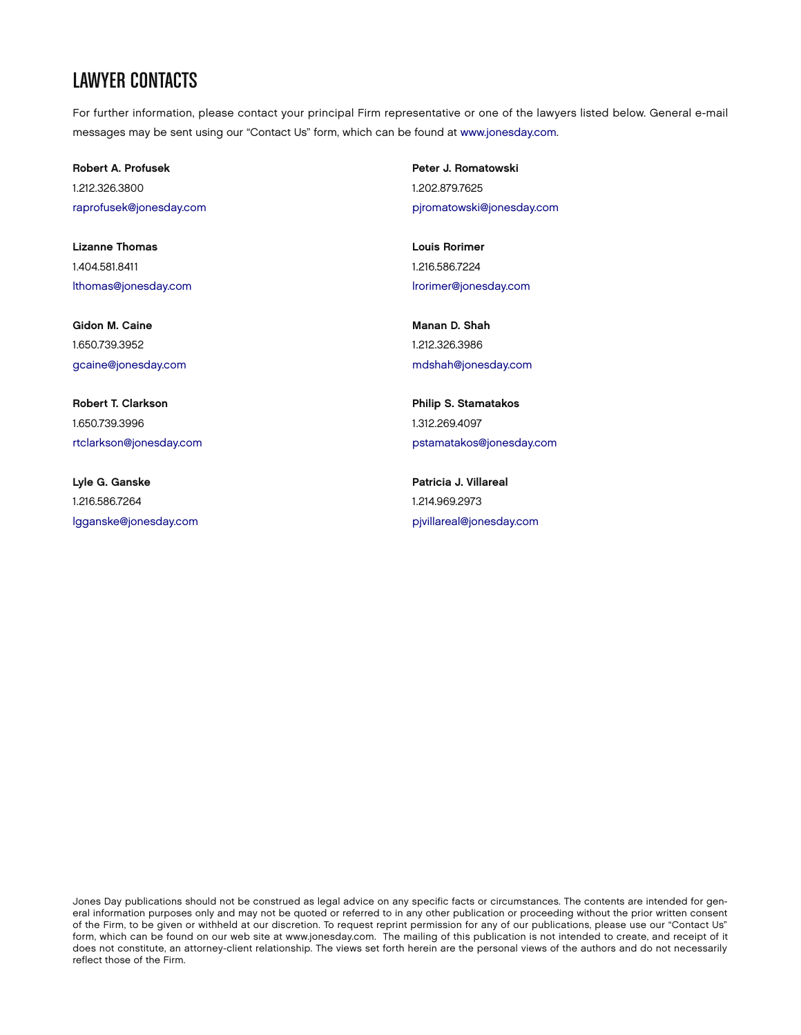# LAWYER CONTACTS

For further information, please contact your principal Firm representative or one of the lawyers listed below. General e-mail messages may be sent using our "Contact Us" form, which can be found at www.jonesday.com.

**Robert A. Profusek**
1.212.326.3800
raprofusek@jonesday.com

**Lizanne Thomas**
1.404.581.8411
lthomas@jonesday.com

**Gidon M. Caine**
1.650.739.3952
gcaine@jonesday.com

**Robert T. Clarkson**
1.650.739.3996
rtclarkson@jonesday.com

**Lyle G. Ganske**
1.216.586.7264
lgganske@jonesday.com

**Peter J. Romatowski**
1.202.879.7625
pjromatowski@jonesday.com

**Louis Rorimer**
1.216.586.7224
lrorimer@jonesday.com

**Manan D. Shah**
1.212.326.3986
mdshah@jonesday.com

**Philip S. Stamatakos**
1.312.269.4097
pstamatakos@jonesday.com

**Patricia J. Villareal**
1.214.969.2973
pjvillareal@jonesday.com

Jones Day publications should not be construed as legal advice on any specific facts or circumstances. The contents are intended for general information purposes only and may not be quoted or referred to in any other publication or proceeding without the prior written consent of the Firm, to be given or withheld at our discretion. To request reprint permission for any of our publications, please use our "Contact Us" form, which can be found on our web site at www.jonesday.com. The mailing of this publication is not intended to create, and receipt of it does not constitute, an attorney-client relationship. The views set forth herein are the personal views of the authors and do not necessarily reflect those of the Firm.